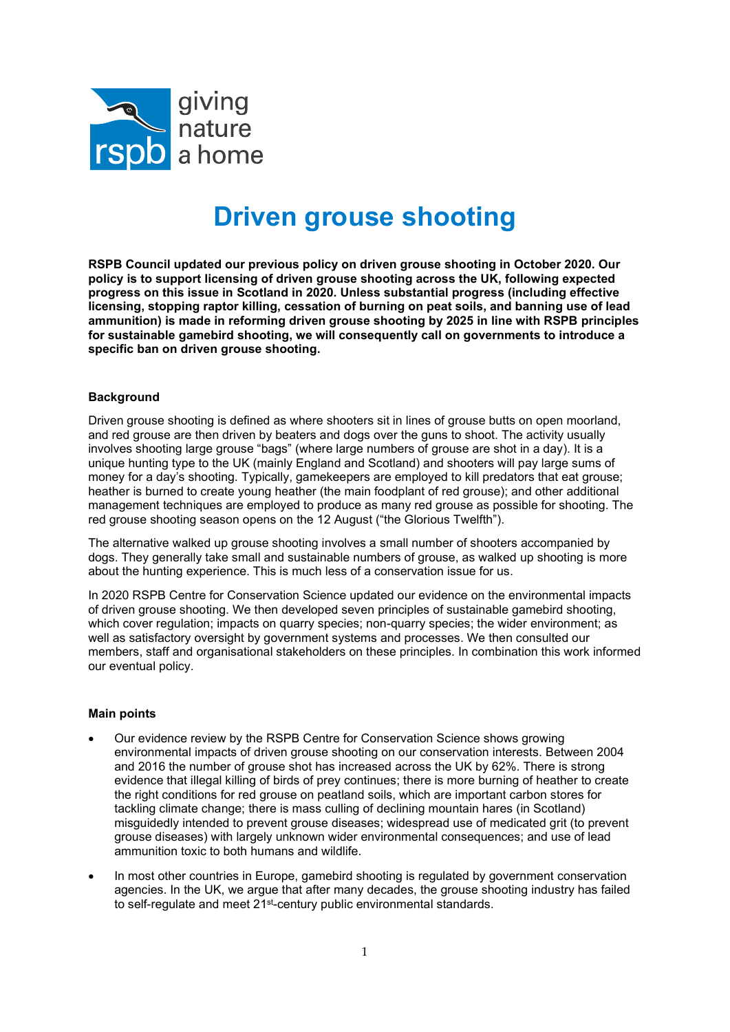# Driven grouse shooting

**RSPB Council updated our previous policy on driven grouse shooting in October 2020. Our policy is to support licensing of driven grouse shooting across the UK, following expected progress on this issue in Scotland in 2020. Unless substantial progress (including effective licensing, stopping raptor killing, cessation of burning on peat soils, and banning use of lead ammunition) is made in reforming driven grouse shooting by 2025 in line with RSPB principles for sustainable gamebird shooting, we will consequently call on governments to introduce a specific ban on driven grouse shooting.**

**Background**

Driven grouse shooting is defined as where shooters sit in lines of grouse butts on open moorland, and red grouse are then driven by beaters and dogs over the guns to shoot. The activity usually involves shooting large grouse "bags" (where large numbers of grouse are shot in a day). It is a unique hunting type to the UK (mainly England and Scotland) and shooters will pay large sums of money for a day's shooting. Typically, gamekeepers are employed to kill predators that eat grouse; heather is burned to create young heather (the main foodplant of red grouse); and other additional management techniques are employed to produce as many red grouse as possible for shooting. The red grouse shooting season opens on the 12 August ("the Glorious Twelfth").

The alternative walked up grouse shooting involves a small number of shooters accompanied by dogs. They generally take small and sustainable numbers of grouse, as walked up shooting is more about the hunting experience. This is much less of a conservation issue for us.

In 2020 RSPB Centre for Conservation Science updated our evidence on the environmental impacts of driven grouse shooting. We then developed seven principles of sustainable gamebird shooting, which cover regulation; impacts on quarry species; non-quarry species; the wider environment; as well as satisfactory oversight by government systems and processes. We then consulted our members, staff and organisational stakeholders on these principles. In combination this work informed our eventual policy.

**Main points**

- Our evidence review by the RSPB Centre for Conservation Science shows growing environmental impacts of driven grouse shooting on our conservation interests. Between 2004 and 2016 the number of grouse shot has increased across the UK by 62%. There is strong evidence that illegal killing of birds of prey continues; there is more burning of heather to create the right conditions for red grouse on peatland soils, which are important carbon stores for tackling climate change; there is mass culling of declining mountain hares (in Scotland) misguidedly intended to prevent grouse diseases; widespread use of medicated grit (to prevent grouse diseases) with largely unknown wider environmental consequences; and use of lead ammunition toxic to both humans and wildlife.
- In most other countries in Europe, gamebird shooting is regulated by government conservation agencies. In the UK, we argue that after many decades, the grouse shooting industry has failed to self-regulate and meet 21st-century public environmental standards.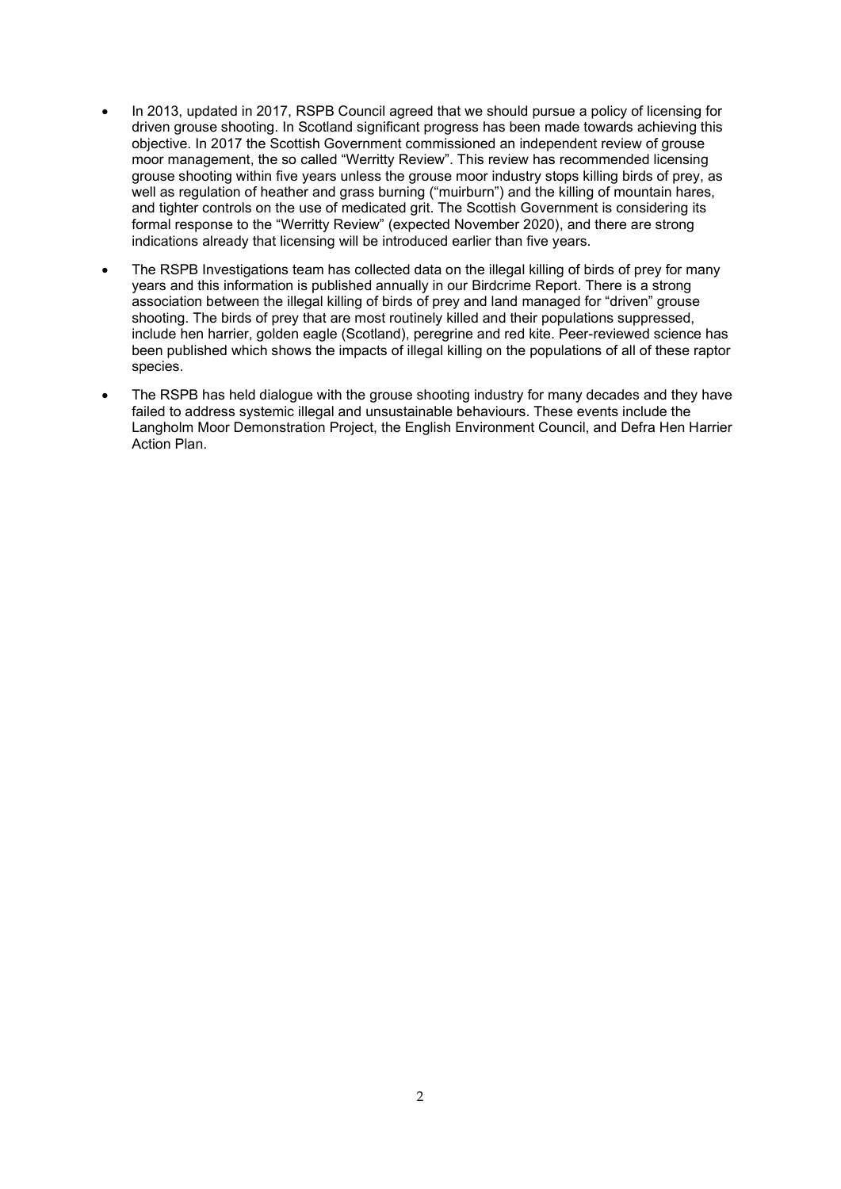- In 2013, updated in 2017, RSPB Council agreed that we should pursue a policy of licensing for driven grouse shooting. In Scotland significant progress has been made towards achieving this objective. In 2017 the Scottish Government commissioned an independent review of grouse moor management, the so called "Werritty Review". This review has recommended licensing grouse shooting within five years unless the grouse moor industry stops killing birds of prey, as well as regulation of heather and grass burning ("muirburn") and the killing of mountain hares, and tighter controls on the use of medicated grit. The Scottish Government is considering its formal response to the "Werritty Review" (expected November 2020), and there are strong indications already that licensing will be introduced earlier than five years.
- The RSPB Investigations team has collected data on the illegal killing of birds of prey for many years and this information is published annually in our Birdcrime Report. There is a strong association between the illegal killing of birds of prey and land managed for "driven" grouse shooting. The birds of prey that are most routinely killed and their populations suppressed, include hen harrier, golden eagle (Scotland), peregrine and red kite. Peer-reviewed science has been published which shows the impacts of illegal killing on the populations of all of these raptor species.
- The RSPB has held dialogue with the grouse shooting industry for many decades and they have failed to address systemic illegal and unsustainable behaviours. These events include the Langholm Moor Demonstration Project, the English Environment Council, and Defra Hen Harrier Action Plan.